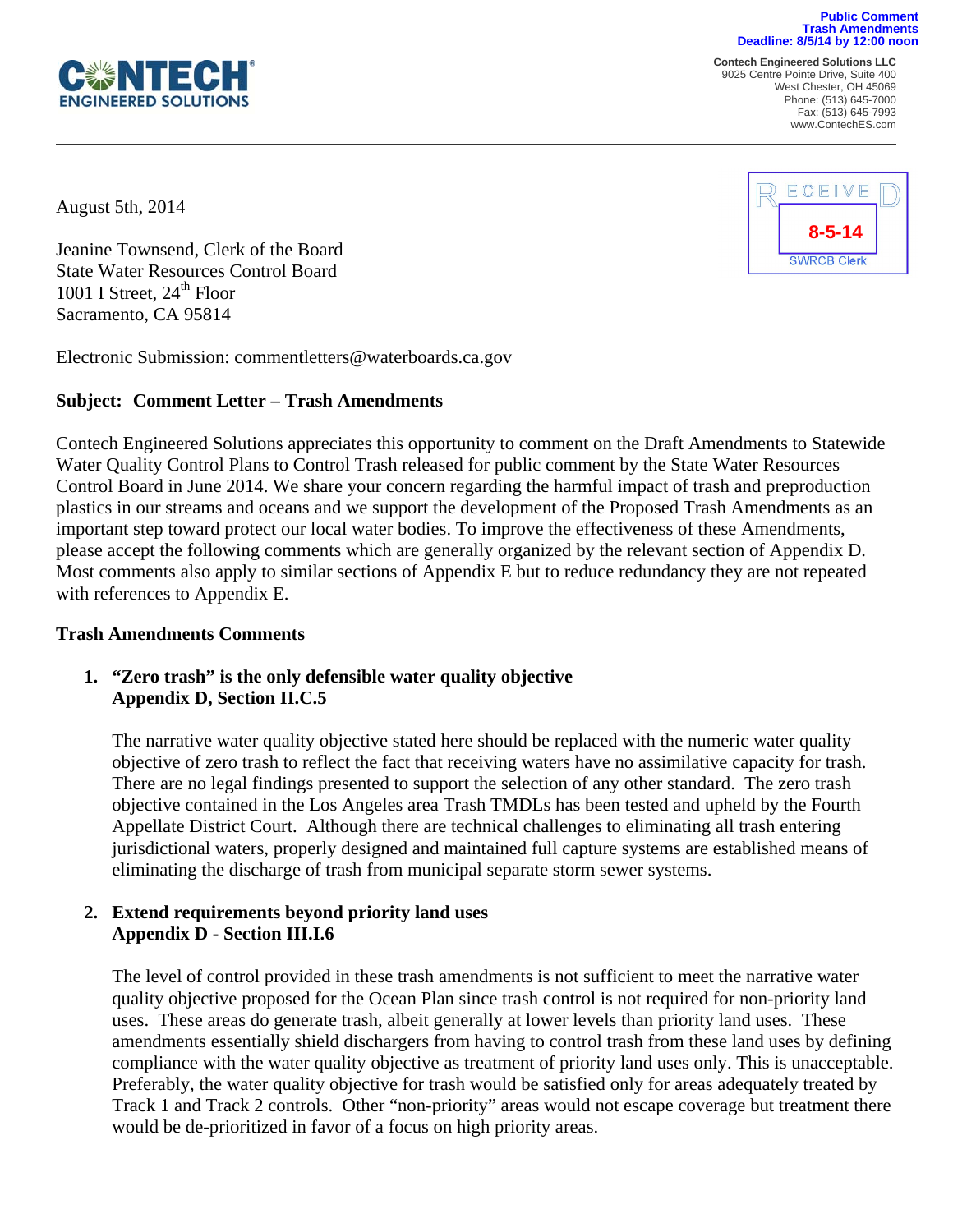Public Comment
Trash Amendments
Deadline: 8/5/14 by 12:00 noon

CONTECH ENGINEERED SOLUTIONS

Contech Engineered Solutions LLC
9025 Centre Pointe Drive, Suite 400
West Chester, OH 45069
Phone: (513) 645-7000
Fax: (513) 645-7993
www.ContechES.com

RECEIVED
8-5-14
SWRCB Clerk

August 5th, 2014

Jeanine Townsend, Clerk of the Board
State Water Resources Control Board
1001 I Street, 24th Floor
Sacramento, CA 95814

Electronic Submission: commentletters@waterboards.ca.gov

**Subject: Comment Letter – Trash Amendments**

Contech Engineered Solutions appreciates this opportunity to comment on the Draft Amendments to Statewide Water Quality Control Plans to Control Trash released for public comment by the State Water Resources Control Board in June 2014. We share your concern regarding the harmful impact of trash and preproduction plastics in our streams and oceans and we support the development of the Proposed Trash Amendments as an important step toward protect our local water bodies. To improve the effectiveness of these Amendments, please accept the following comments which are generally organized by the relevant section of Appendix D. Most comments also apply to similar sections of Appendix E but to reduce redundancy they are not repeated with references to Appendix E.

**Trash Amendments Comments**

1. **"Zero trash" is the only defensible water quality objective**
   **Appendix D, Section II.C.5**

   The narrative water quality objective stated here should be replaced with the numeric water quality objective of zero trash to reflect the fact that receiving waters have no assimilative capacity for trash. There are no legal findings presented to support the selection of any other standard. The zero trash objective contained in the Los Angeles area Trash TMDLs has been tested and upheld by the Fourth Appellate District Court. Although there are technical challenges to eliminating all trash entering jurisdictional waters, properly designed and maintained full capture systems are established means of eliminating the discharge of trash from municipal separate storm sewer systems.

2. **Extend requirements beyond priority land uses**
   **Appendix D - Section III.I.6**

   The level of control provided in these trash amendments is not sufficient to meet the narrative water quality objective proposed for the Ocean Plan since trash control is not required for non-priority land uses. These areas do generate trash, albeit generally at lower levels than priority land uses. These amendments essentially shield dischargers from having to control trash from these land uses by defining compliance with the water quality objective as treatment of priority land uses only. This is unacceptable. Preferably, the water quality objective for trash would be satisfied only for areas adequately treated by Track 1 and Track 2 controls. Other "non-priority" areas would not escape coverage but treatment there would be de-prioritized in favor of a focus on high priority areas.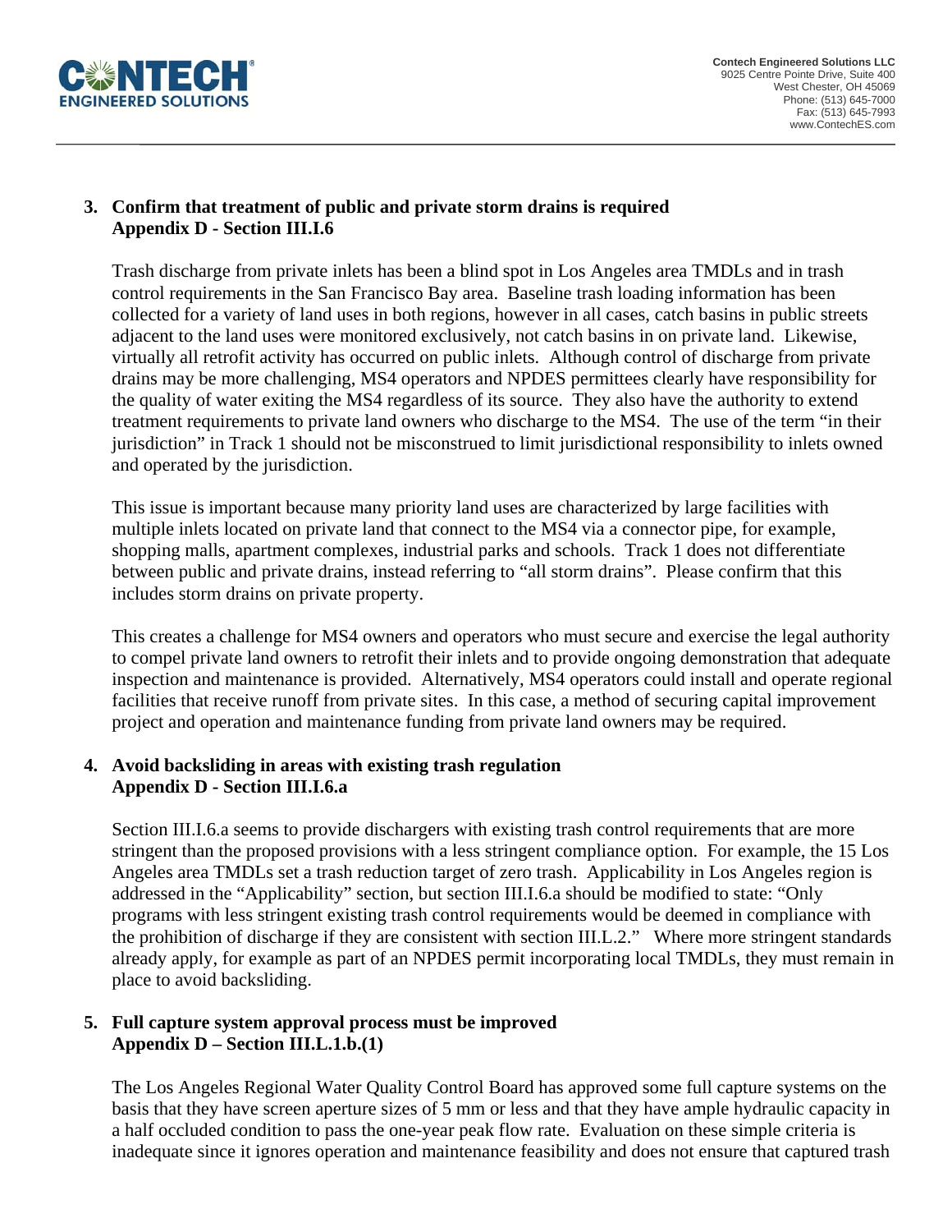**3. Confirm that treatment of public and private storm drains is required**
**Appendix D - Section III.I.6**

Trash discharge from private inlets has been a blind spot in Los Angeles area TMDLs and in trash control requirements in the San Francisco Bay area. Baseline trash loading information has been collected for a variety of land uses in both regions, however in all cases, catch basins in public streets adjacent to the land uses were monitored exclusively, not catch basins in on private land. Likewise, virtually all retrofit activity has occurred on public inlets. Although control of discharge from private drains may be more challenging, MS4 operators and NPDES permittees clearly have responsibility for the quality of water exiting the MS4 regardless of its source. They also have the authority to extend treatment requirements to private land owners who discharge to the MS4. The use of the term "in their jurisdiction" in Track 1 should not be misconstrued to limit jurisdictional responsibility to inlets owned and operated by the jurisdiction.

This issue is important because many priority land uses are characterized by large facilities with multiple inlets located on private land that connect to the MS4 via a connector pipe, for example, shopping malls, apartment complexes, industrial parks and schools. Track 1 does not differentiate between public and private drains, instead referring to "all storm drains". Please confirm that this includes storm drains on private property.

This creates a challenge for MS4 owners and operators who must secure and exercise the legal authority to compel private land owners to retrofit their inlets and to provide ongoing demonstration that adequate inspection and maintenance is provided. Alternatively, MS4 operators could install and operate regional facilities that receive runoff from private sites. In this case, a method of securing capital improvement project and operation and maintenance funding from private land owners may be required.

**4. Avoid backsliding in areas with existing trash regulation**
**Appendix D - Section III.I.6.a**

Section III.I.6.a seems to provide dischargers with existing trash control requirements that are more stringent than the proposed provisions with a less stringent compliance option. For example, the 15 Los Angeles area TMDLs set a trash reduction target of zero trash. Applicability in Los Angeles region is addressed in the "Applicability" section, but section III.I.6.a should be modified to state: "Only programs with less stringent existing trash control requirements would be deemed in compliance with the prohibition of discharge if they are consistent with section III.L.2." Where more stringent standards already apply, for example as part of an NPDES permit incorporating local TMDLs, they must remain in place to avoid backsliding.

**5. Full capture system approval process must be improved**
**Appendix D – Section III.L.1.b.(1)**

The Los Angeles Regional Water Quality Control Board has approved some full capture systems on the basis that they have screen aperture sizes of 5 mm or less and that they have ample hydraulic capacity in a half occluded condition to pass the one-year peak flow rate. Evaluation on these simple criteria is inadequate since it ignores operation and maintenance feasibility and does not ensure that captured trash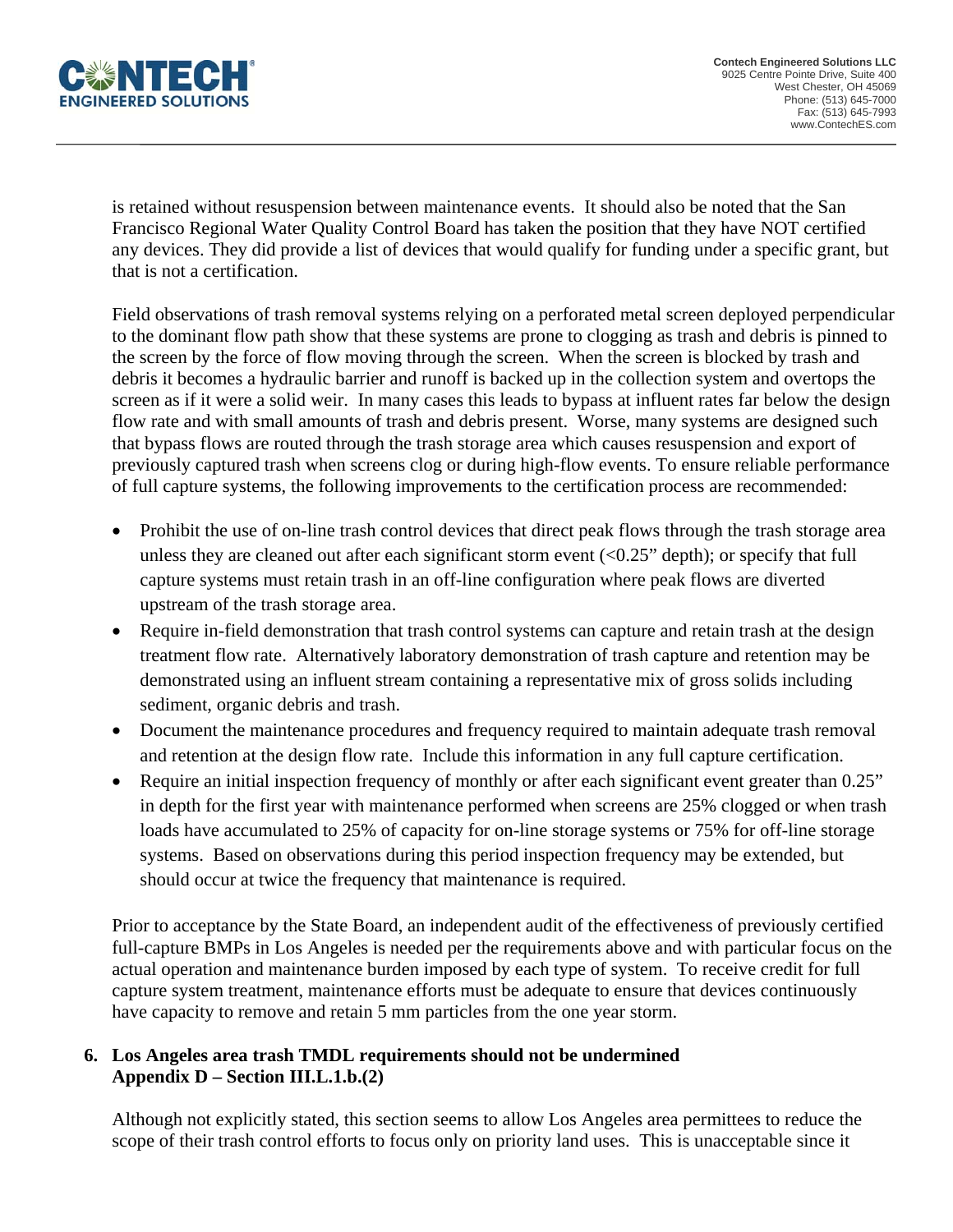is retained without resuspension between maintenance events. It should also be noted that the San Francisco Regional Water Quality Control Board has taken the position that they have NOT certified any devices. They did provide a list of devices that would qualify for funding under a specific grant, but that is not a certification.

Field observations of trash removal systems relying on a perforated metal screen deployed perpendicular to the dominant flow path show that these systems are prone to clogging as trash and debris is pinned to the screen by the force of flow moving through the screen. When the screen is blocked by trash and debris it becomes a hydraulic barrier and runoff is backed up in the collection system and overtops the screen as if it were a solid weir. In many cases this leads to bypass at influent rates far below the design flow rate and with small amounts of trash and debris present. Worse, many systems are designed such that bypass flows are routed through the trash storage area which causes resuspension and export of previously captured trash when screens clog or during high-flow events. To ensure reliable performance of full capture systems, the following improvements to the certification process are recommended:

- Prohibit the use of on-line trash control devices that direct peak flows through the trash storage area unless they are cleaned out after each significant storm event (<0.25" depth); or specify that full capture systems must retain trash in an off-line configuration where peak flows are diverted upstream of the trash storage area.
- Require in-field demonstration that trash control systems can capture and retain trash at the design treatment flow rate. Alternatively laboratory demonstration of trash capture and retention may be demonstrated using an influent stream containing a representative mix of gross solids including sediment, organic debris and trash.
- Document the maintenance procedures and frequency required to maintain adequate trash removal and retention at the design flow rate. Include this information in any full capture certification.
- Require an initial inspection frequency of monthly or after each significant event greater than 0.25" in depth for the first year with maintenance performed when screens are 25% clogged or when trash loads have accumulated to 25% of capacity for on-line storage systems or 75% for off-line storage systems. Based on observations during this period inspection frequency may be extended, but should occur at twice the frequency that maintenance is required.

Prior to acceptance by the State Board, an independent audit of the effectiveness of previously certified full-capture BMPs in Los Angeles is needed per the requirements above and with particular focus on the actual operation and maintenance burden imposed by each type of system. To receive credit for full capture system treatment, maintenance efforts must be adequate to ensure that devices continuously have capacity to remove and retain 5 mm particles from the one year storm.

**6. Los Angeles area trash TMDL requirements should not be undermined Appendix D – Section III.L.1.b.(2)**

Although not explicitly stated, this section seems to allow Los Angeles area permittees to reduce the scope of their trash control efforts to focus only on priority land uses. This is unacceptable since it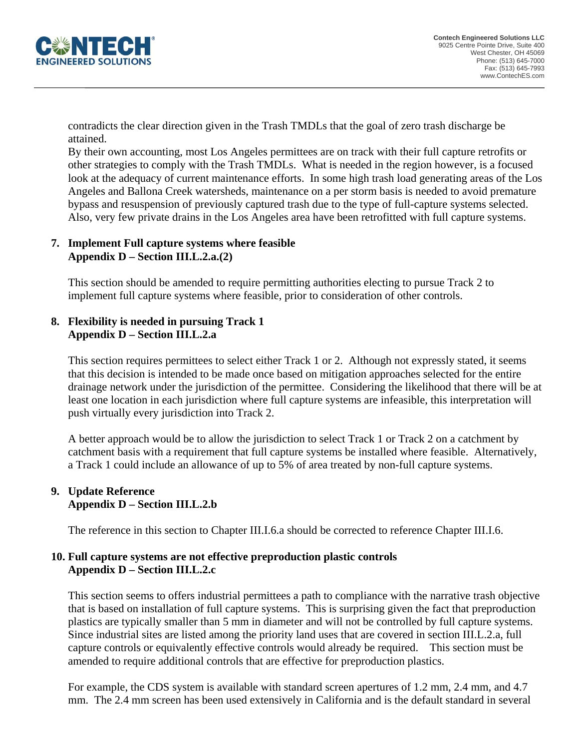contradicts the clear direction given in the Trash TMDLs that the goal of zero trash discharge be attained.

By their own accounting, most Los Angeles permittees are on track with their full capture retrofits or other strategies to comply with the Trash TMDLs. What is needed in the region however, is a focused look at the adequacy of current maintenance efforts. In some high trash load generating areas of the Los Angeles and Ballona Creek watersheds, maintenance on a per storm basis is needed to avoid premature bypass and resuspension of previously captured trash due to the type of full-capture systems selected. Also, very few private drains in the Los Angeles area have been retrofitted with full capture systems.

**7. Implement Full capture systems where feasible**
**Appendix D – Section III.L.2.a.(2)**

This section should be amended to require permitting authorities electing to pursue Track 2 to implement full capture systems where feasible, prior to consideration of other controls.

**8. Flexibility is needed in pursuing Track 1**
**Appendix D – Section III.L.2.a**

This section requires permittees to select either Track 1 or 2. Although not expressly stated, it seems that this decision is intended to be made once based on mitigation approaches selected for the entire drainage network under the jurisdiction of the permittee. Considering the likelihood that there will be at least one location in each jurisdiction where full capture systems are infeasible, this interpretation will push virtually every jurisdiction into Track 2.

A better approach would be to allow the jurisdiction to select Track 1 or Track 2 on a catchment by catchment basis with a requirement that full capture systems be installed where feasible. Alternatively, a Track 1 could include an allowance of up to 5% of area treated by non-full capture systems.

**9. Update Reference**
**Appendix D – Section III.L.2.b**

The reference in this section to Chapter III.I.6.a should be corrected to reference Chapter III.I.6.

**10. Full capture systems are not effective preproduction plastic controls**
**Appendix D – Section III.L.2.c**

This section seems to offers industrial permittees a path to compliance with the narrative trash objective that is based on installation of full capture systems. This is surprising given the fact that preproduction plastics are typically smaller than 5 mm in diameter and will not be controlled by full capture systems. Since industrial sites are listed among the priority land uses that are covered in section III.L.2.a, full capture controls or equivalently effective controls would already be required. This section must be amended to require additional controls that are effective for preproduction plastics.

For example, the CDS system is available with standard screen apertures of 1.2 mm, 2.4 mm, and 4.7 mm. The 2.4 mm screen has been used extensively in California and is the default standard in several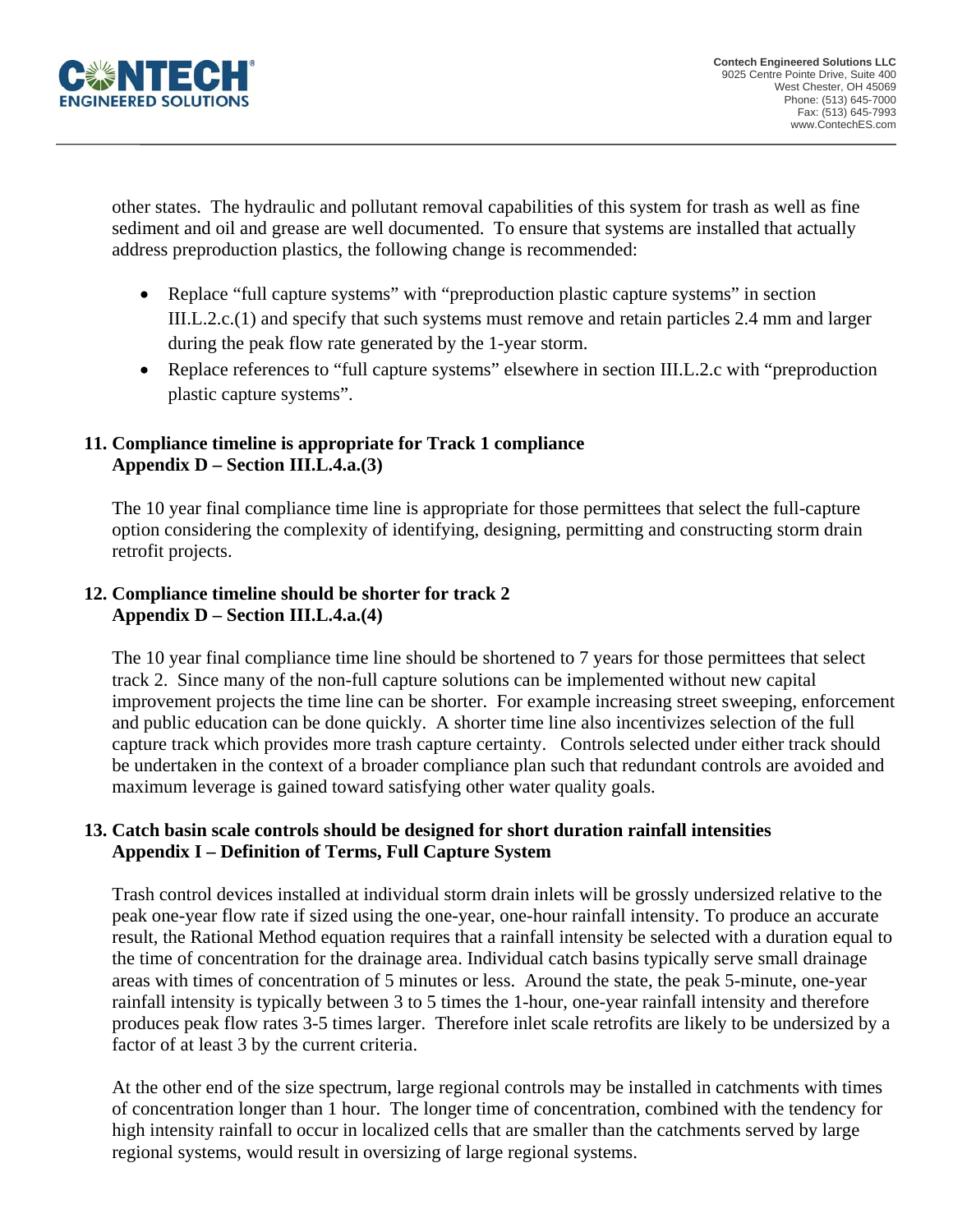other states. The hydraulic and pollutant removal capabilities of this system for trash as well as fine sediment and oil and grease are well documented. To ensure that systems are installed that actually address preproduction plastics, the following change is recommended:

- Replace "full capture systems" with "preproduction plastic capture systems" in section III.L.2.c.(1) and specify that such systems must remove and retain particles 2.4 mm and larger during the peak flow rate generated by the 1-year storm.
- Replace references to "full capture systems" elsewhere in section III.L.2.c with "preproduction plastic capture systems".

**11. Compliance timeline is appropriate for Track 1 compliance**
**Appendix D – Section III.L.4.a.(3)**

The 10 year final compliance time line is appropriate for those permittees that select the full-capture option considering the complexity of identifying, designing, permitting and constructing storm drain retrofit projects.

**12. Compliance timeline should be shorter for track 2**
**Appendix D – Section III.L.4.a.(4)**

The 10 year final compliance time line should be shortened to 7 years for those permittees that select track 2. Since many of the non-full capture solutions can be implemented without new capital improvement projects the time line can be shorter. For example increasing street sweeping, enforcement and public education can be done quickly. A shorter time line also incentivizes selection of the full capture track which provides more trash capture certainty. Controls selected under either track should be undertaken in the context of a broader compliance plan such that redundant controls are avoided and maximum leverage is gained toward satisfying other water quality goals.

**13. Catch basin scale controls should be designed for short duration rainfall intensities**
**Appendix I – Definition of Terms, Full Capture System**

Trash control devices installed at individual storm drain inlets will be grossly undersized relative to the peak one-year flow rate if sized using the one-year, one-hour rainfall intensity. To produce an accurate result, the Rational Method equation requires that a rainfall intensity be selected with a duration equal to the time of concentration for the drainage area. Individual catch basins typically serve small drainage areas with times of concentration of 5 minutes or less. Around the state, the peak 5-minute, one-year rainfall intensity is typically between 3 to 5 times the 1-hour, one-year rainfall intensity and therefore produces peak flow rates 3-5 times larger. Therefore inlet scale retrofits are likely to be undersized by a factor of at least 3 by the current criteria.

At the other end of the size spectrum, large regional controls may be installed in catchments with times of concentration longer than 1 hour. The longer time of concentration, combined with the tendency for high intensity rainfall to occur in localized cells that are smaller than the catchments served by large regional systems, would result in oversizing of large regional systems.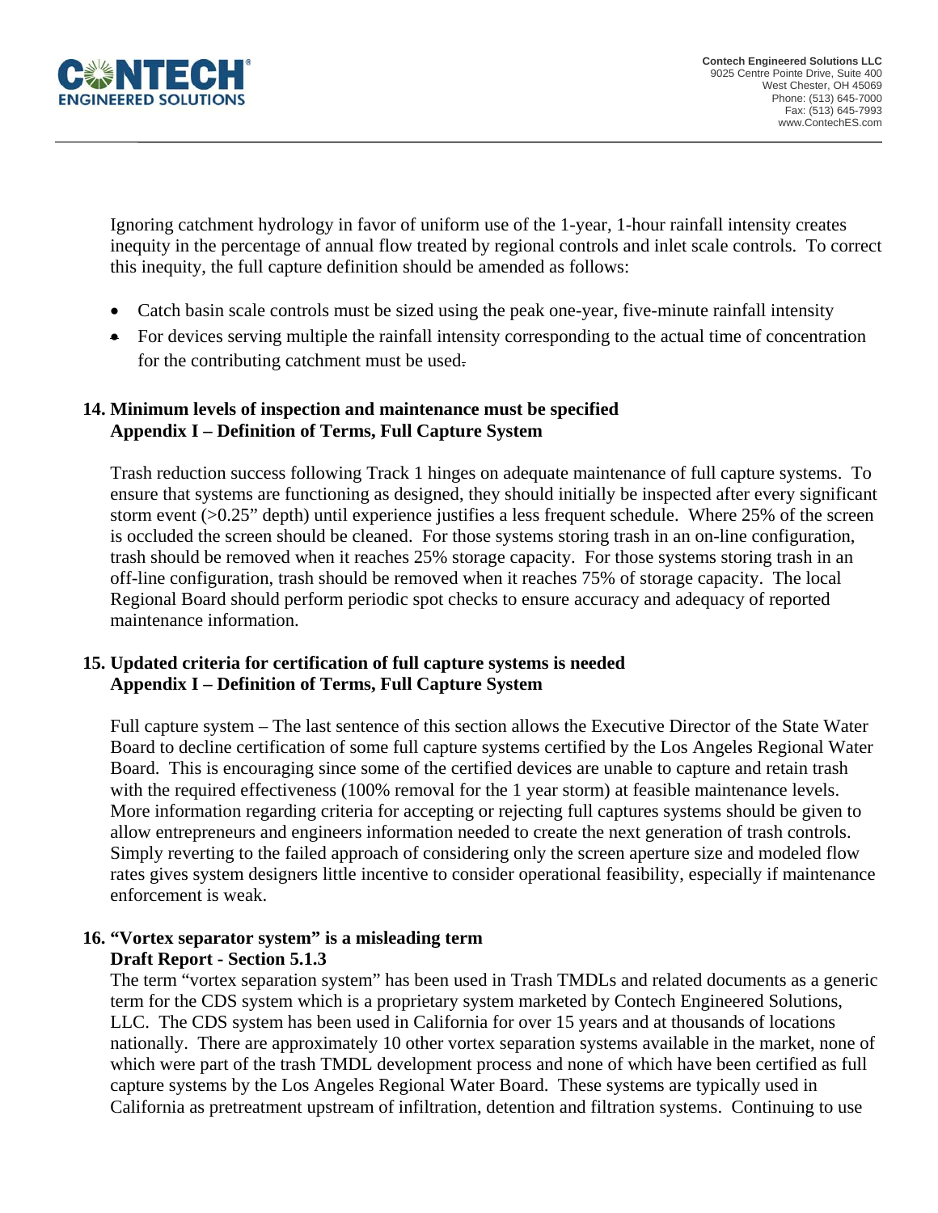Ignoring catchment hydrology in favor of uniform use of the 1-year, 1-hour rainfall intensity creates inequity in the percentage of annual flow treated by regional controls and inlet scale controls. To correct this inequity, the full capture definition should be amended as follows:

- Catch basin scale controls must be sized using the peak one-year, five-minute rainfall intensity
- For devices serving multiple the rainfall intensity corresponding to the actual time of concentration for the contributing catchment must be used.

**14. Minimum levels of inspection and maintenance must be specified**
**Appendix I – Definition of Terms, Full Capture System**

Trash reduction success following Track 1 hinges on adequate maintenance of full capture systems. To ensure that systems are functioning as designed, they should initially be inspected after every significant storm event (>0.25" depth) until experience justifies a less frequent schedule. Where 25% of the screen is occluded the screen should be cleaned. For those systems storing trash in an on-line configuration, trash should be removed when it reaches 25% storage capacity. For those systems storing trash in an off-line configuration, trash should be removed when it reaches 75% of storage capacity. The local Regional Board should perform periodic spot checks to ensure accuracy and adequacy of reported maintenance information.

**15. Updated criteria for certification of full capture systems is needed**
**Appendix I – Definition of Terms, Full Capture System**

Full capture system – The last sentence of this section allows the Executive Director of the State Water Board to decline certification of some full capture systems certified by the Los Angeles Regional Water Board. This is encouraging since some of the certified devices are unable to capture and retain trash with the required effectiveness (100% removal for the 1 year storm) at feasible maintenance levels. More information regarding criteria for accepting or rejecting full captures systems should be given to allow entrepreneurs and engineers information needed to create the next generation of trash controls. Simply reverting to the failed approach of considering only the screen aperture size and modeled flow rates gives system designers little incentive to consider operational feasibility, especially if maintenance enforcement is weak.

**16. "Vortex separator system" is a misleading term**
**Draft Report - Section 5.1.3**

The term "vortex separation system" has been used in Trash TMDLs and related documents as a generic term for the CDS system which is a proprietary system marketed by Contech Engineered Solutions, LLC. The CDS system has been used in California for over 15 years and at thousands of locations nationally. There are approximately 10 other vortex separation systems available in the market, none of which were part of the trash TMDL development process and none of which have been certified as full capture systems by the Los Angeles Regional Water Board. These systems are typically used in California as pretreatment upstream of infiltration, detention and filtration systems. Continuing to use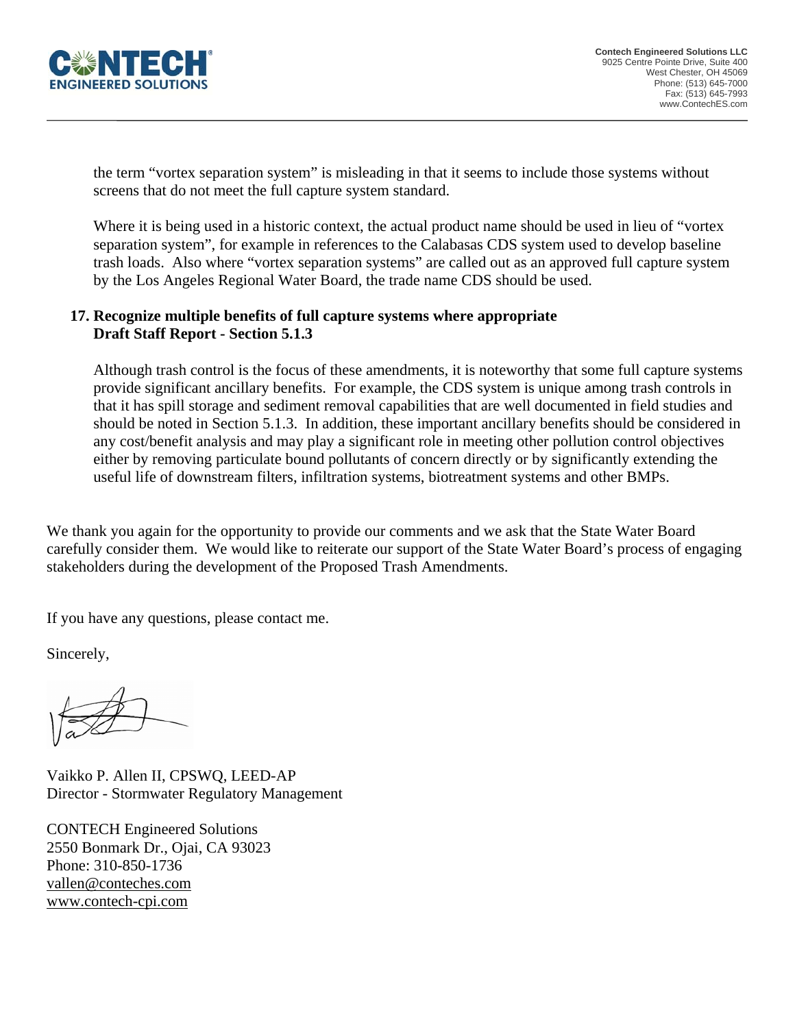the term "vortex separation system" is misleading in that it seems to include those systems without screens that do not meet the full capture system standard.

Where it is being used in a historic context, the actual product name should be used in lieu of "vortex separation system", for example in references to the Calabasas CDS system used to develop baseline trash loads. Also where "vortex separation systems" are called out as an approved full capture system by the Los Angeles Regional Water Board, the trade name CDS should be used.

**17. Recognize multiple benefits of full capture systems where appropriate**
**Draft Staff Report - Section 5.1.3**

Although trash control is the focus of these amendments, it is noteworthy that some full capture systems provide significant ancillary benefits. For example, the CDS system is unique among trash controls in that it has spill storage and sediment removal capabilities that are well documented in field studies and should be noted in Section 5.1.3. In addition, these important ancillary benefits should be considered in any cost/benefit analysis and may play a significant role in meeting other pollution control objectives either by removing particulate bound pollutants of concern directly or by significantly extending the useful life of downstream filters, infiltration systems, biotreatment systems and other BMPs.

We thank you again for the opportunity to provide our comments and we ask that the State Water Board carefully consider them. We would like to reiterate our support of the State Water Board's process of engaging stakeholders during the development of the Proposed Trash Amendments.

If you have any questions, please contact me.

Sincerely,

Vaikko P. Allen II, CPSWQ, LEED-AP
Director - Stormwater Regulatory Management

CONTECH Engineered Solutions
2550 Bonmark Dr., Ojai, CA 93023
Phone: 310-850-1736
vallen@conteches.com
www.contech-cpi.com